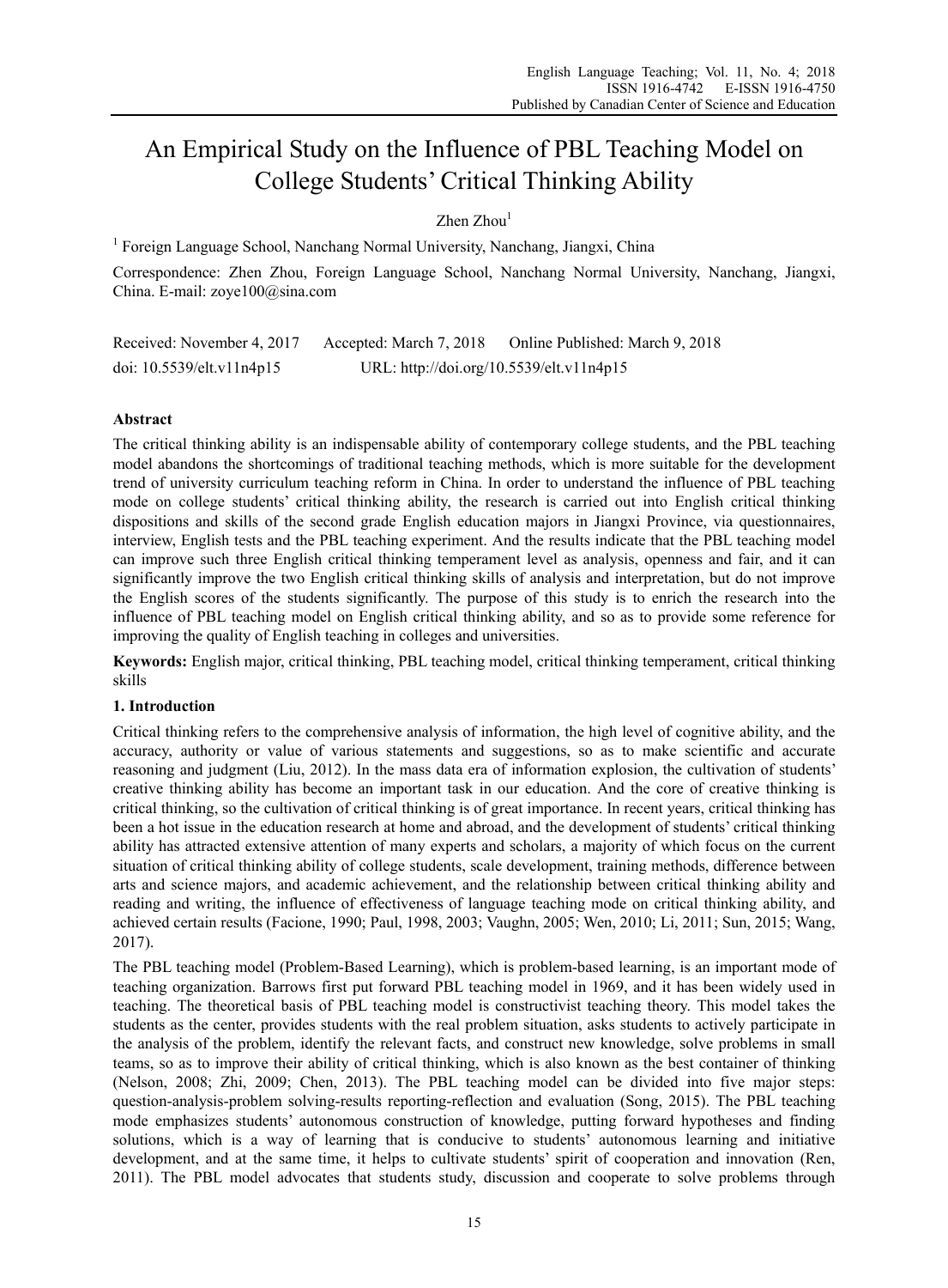# An Empirical Study on the Influence of PBL Teaching Model on College Students' Critical Thinking Ability

Zhen Zhou[1]

[1] Foreign Language School, Nanchang Normal University, Nanchang, Jiangxi, China

Correspondence: Zhen Zhou, Foreign Language School, Nanchang Normal University, Nanchang, Jiangxi, China. E-mail: zoye100@sina.com

Received: November 4, 2017 Accepted: March 7, 2018 Online Published: March 9, 2018

doi: 10.5539/elt.v11n4p15 URL: http://doi.org/10.5539/elt.v11n4p15

## Abstract

The critical thinking ability is an indispensable ability of contemporary college students, and the PBL teaching model abandons the shortcomings of traditional teaching methods, which is more suitable for the development trend of university curriculum teaching reform in China. In order to understand the influence of PBL teaching mode on college students' critical thinking ability, the research is carried out into English critical thinking dispositions and skills of the second grade English education majors in Jiangxi Province, via questionnaires, interview, English tests and the PBL teaching experiment. And the results indicate that the PBL teaching model can improve such three English critical thinking temperament level as analysis, openness and fair, and it can significantly improve the two English critical thinking skills of analysis and interpretation, but do not improve the English scores of the students significantly. The purpose of this study is to enrich the research into the influence of PBL teaching model on English critical thinking ability, and so as to provide some reference for improving the quality of English teaching in colleges and universities.

**Keywords:** English major, critical thinking, PBL teaching model, critical thinking temperament, critical thinking skills

## 1. Introduction

Critical thinking refers to the comprehensive analysis of information, the high level of cognitive ability, and the accuracy, authority or value of various statements and suggestions, so as to make scientific and accurate reasoning and judgment (Liu, 2012). In the mass data era of information explosion, the cultivation of students' creative thinking ability has become an important task in our education. And the core of creative thinking is critical thinking, so the cultivation of critical thinking is of great importance. In recent years, critical thinking has been a hot issue in the education research at home and abroad, and the development of students' critical thinking ability has attracted extensive attention of many experts and scholars, a majority of which focus on the current situation of critical thinking ability of college students, scale development, training methods, difference between arts and science majors, and academic achievement, and the relationship between critical thinking ability and reading and writing, the influence of effectiveness of language teaching mode on critical thinking ability, and achieved certain results (Facione, 1990; Paul, 1998, 2003; Vaughn, 2005; Wen, 2010; Li, 2011; Sun, 2015; Wang, 2017).

The PBL teaching model (Problem-Based Learning), which is problem-based learning, is an important mode of teaching organization. Barrows first put forward PBL teaching model in 1969, and it has been widely used in teaching. The theoretical basis of PBL teaching model is constructivist teaching theory. This model takes the students as the center, provides students with the real problem situation, asks students to actively participate in the analysis of the problem, identify the relevant facts, and construct new knowledge, solve problems in small teams, so as to improve their ability of critical thinking, which is also known as the best container of thinking (Nelson, 2008; Zhi, 2009; Chen, 2013). The PBL teaching model can be divided into five major steps: question-analysis-problem solving-results reporting-reflection and evaluation (Song, 2015). The PBL teaching mode emphasizes students' autonomous construction of knowledge, putting forward hypotheses and finding solutions, which is a way of learning that is conducive to students' autonomous learning and initiative development, and at the same time, it helps to cultivate students' spirit of cooperation and innovation (Ren, 2011). The PBL model advocates that students study, discussion and cooperate to solve problems through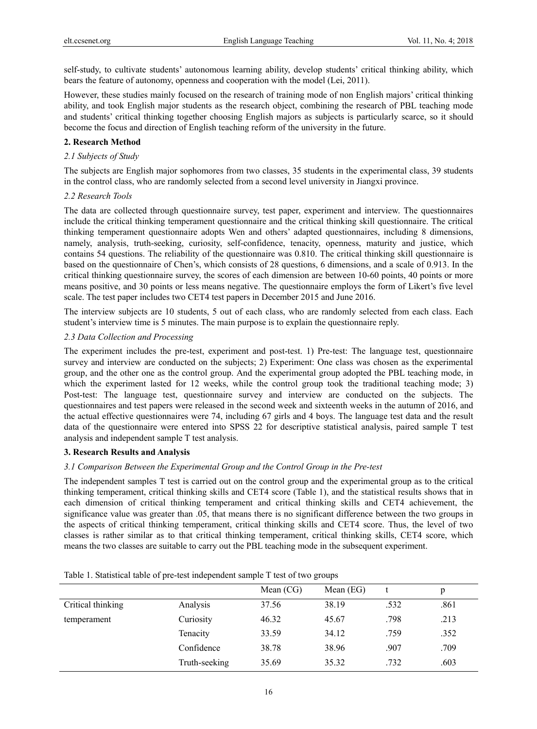self-study, to cultivate students' autonomous learning ability, develop students' critical thinking ability, which bears the feature of autonomy, openness and cooperation with the model (Lei, 2011).

However, these studies mainly focused on the research of training mode of non English majors' critical thinking ability, and took English major students as the research object, combining the research of PBL teaching mode and students' critical thinking together choosing English majors as subjects is particularly scarce, so it should become the focus and direction of English teaching reform of the university in the future.

## 2. Research Method

### *2.1 Subjects of Study*

The subjects are English major sophomores from two classes, 35 students in the experimental class, 39 students in the control class, who are randomly selected from a second level university in Jiangxi province.

### *2.2 Research Tools*

The data are collected through questionnaire survey, test paper, experiment and interview. The questionnaires include the critical thinking temperament questionnaire and the critical thinking skill questionnaire. The critical thinking temperament questionnaire adopts Wen and others' adapted questionnaires, including 8 dimensions, namely, analysis, truth-seeking, curiosity, self-confidence, tenacity, openness, maturity and justice, which contains 54 questions. The reliability of the questionnaire was 0.810. The critical thinking skill questionnaire is based on the questionnaire of Chen's, which consists of 28 questions, 6 dimensions, and a scale of 0.913. In the critical thinking questionnaire survey, the scores of each dimension are between 10-60 points, 40 points or more means positive, and 30 points or less means negative. The questionnaire employs the form of Likert's five level scale. The test paper includes two CET4 test papers in December 2015 and June 2016.

The interview subjects are 10 students, 5 out of each class, who are randomly selected from each class. Each student's interview time is 5 minutes. The main purpose is to explain the questionnaire reply.

### *2.3 Data Collection and Processing*

The experiment includes the pre-test, experiment and post-test. 1) Pre-test: The language test, questionnaire survey and interview are conducted on the subjects; 2) Experiment: One class was chosen as the experimental group, and the other one as the control group. And the experimental group adopted the PBL teaching mode, in which the experiment lasted for 12 weeks, while the control group took the traditional teaching mode; 3) Post-test: The language test, questionnaire survey and interview are conducted on the subjects. The questionnaires and test papers were released in the second week and sixteenth weeks in the autumn of 2016, and the actual effective questionnaires were 74, including 67 girls and 4 boys. The language test data and the result data of the questionnaire were entered into SPSS 22 for descriptive statistical analysis, paired sample T test analysis and independent sample T test analysis.

## 3. Research Results and Analysis

### *3.1 Comparison Between the Experimental Group and the Control Group in the Pre-test*

The independent samples T test is carried out on the control group and the experimental group as to the critical thinking temperament, critical thinking skills and CET4 score (Table 1), and the statistical results shows that in each dimension of critical thinking temperament and critical thinking skills and CET4 achievement, the significance value was greater than .05, that means there is no significant difference between the two groups in the aspects of critical thinking temperament, critical thinking skills and CET4 score. Thus, the level of two classes is rather similar as to that critical thinking temperament, critical thinking skills, CET4 score, which means the two classes are suitable to carry out the PBL teaching mode in the subsequent experiment.

Table 1. Statistical table of pre-test independent sample T test of two groups

| | | Mean (CG) | Mean (EG) | t | p |
|---|---|---|---|---|---|
| Critical thinking temperament | Analysis | 37.56 | 38.19 | .532 | .861 |
| | Curiosity | 46.32 | 45.67 | .798 | .213 |
| | Tenacity | 33.59 | 34.12 | .759 | .352 |
| | Confidence | 38.78 | 38.96 | .907 | .709 |
| | Truth-seeking | 35.69 | 35.32 | .732 | .603 |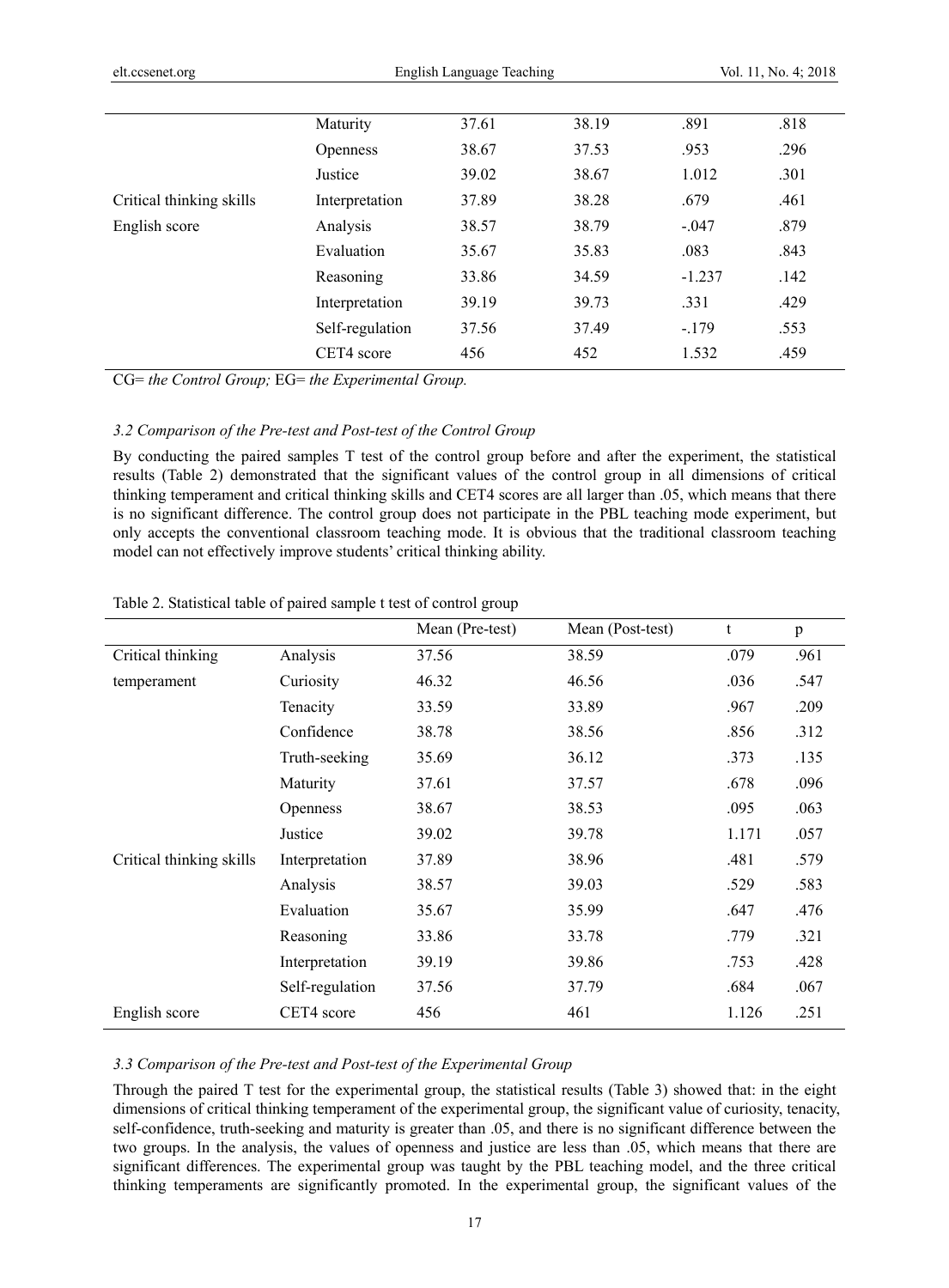| | | | | | |
|---|---|---|---|---|---|
| | Maturity | 37.61 | 38.19 | .891 | .818 |
| | Openness | 38.67 | 37.53 | .953 | .296 |
| | Justice | 39.02 | 38.67 | 1.012 | .301 |
| Critical thinking skills | Interpretation | 37.89 | 38.28 | .679 | .461 |
| English score | Analysis | 38.57 | 38.79 | -.047 | .879 |
| | Evaluation | 35.67 | 35.83 | .083 | .843 |
| | Reasoning | 33.86 | 34.59 | -1.237 | .142 |
| | Interpretation | 39.19 | 39.73 | .331 | .429 |
| | Self-regulation | 37.56 | 37.49 | -.179 | .553 |
| | CET4 score | 456 | 452 | 1.532 | .459 |

CG= *the Control Group;* EG= *the Experimental Group.*

### *3.2 Comparison of the Pre-test and Post-test of the Control Group*

By conducting the paired samples T test of the control group before and after the experiment, the statistical results (Table 2) demonstrated that the significant values of the control group in all dimensions of critical thinking temperament and critical thinking skills and CET4 scores are all larger than .05, which means that there is no significant difference. The control group does not participate in the PBL teaching mode experiment, but only accepts the conventional classroom teaching mode. It is obvious that the traditional classroom teaching model can not effectively improve students' critical thinking ability.

Table 2. Statistical table of paired sample t test of control group

| | | Mean (Pre-test) | Mean (Post-test) | t | p |
|---|---|---|---|---|---|
| Critical thinking | Analysis | 37.56 | 38.59 | .079 | .961 |
| temperament | Curiosity | 46.32 | 46.56 | .036 | .547 |
| | Tenacity | 33.59 | 33.89 | .967 | .209 |
| | Confidence | 38.78 | 38.56 | .856 | .312 |
| | Truth-seeking | 35.69 | 36.12 | .373 | .135 |
| | Maturity | 37.61 | 37.57 | .678 | .096 |
| | Openness | 38.67 | 38.53 | .095 | .063 |
| | Justice | 39.02 | 39.78 | 1.171 | .057 |
| Critical thinking skills | Interpretation | 37.89 | 38.96 | .481 | .579 |
| | Analysis | 38.57 | 39.03 | .529 | .583 |
| | Evaluation | 35.67 | 35.99 | .647 | .476 |
| | Reasoning | 33.86 | 33.78 | .779 | .321 |
| | Interpretation | 39.19 | 39.86 | .753 | .428 |
| | Self-regulation | 37.56 | 37.79 | .684 | .067 |
| English score | CET4 score | 456 | 461 | 1.126 | .251 |

### *3.3 Comparison of the Pre-test and Post-test of the Experimental Group*

Through the paired T test for the experimental group, the statistical results (Table 3) showed that: in the eight dimensions of critical thinking temperament of the experimental group, the significant value of curiosity, tenacity, self-confidence, truth-seeking and maturity is greater than .05, and there is no significant difference between the two groups. In the analysis, the values of openness and justice are less than .05, which means that there are significant differences. The experimental group was taught by the PBL teaching model, and the three critical thinking temperaments are significantly promoted. In the experimental group, the significant values of the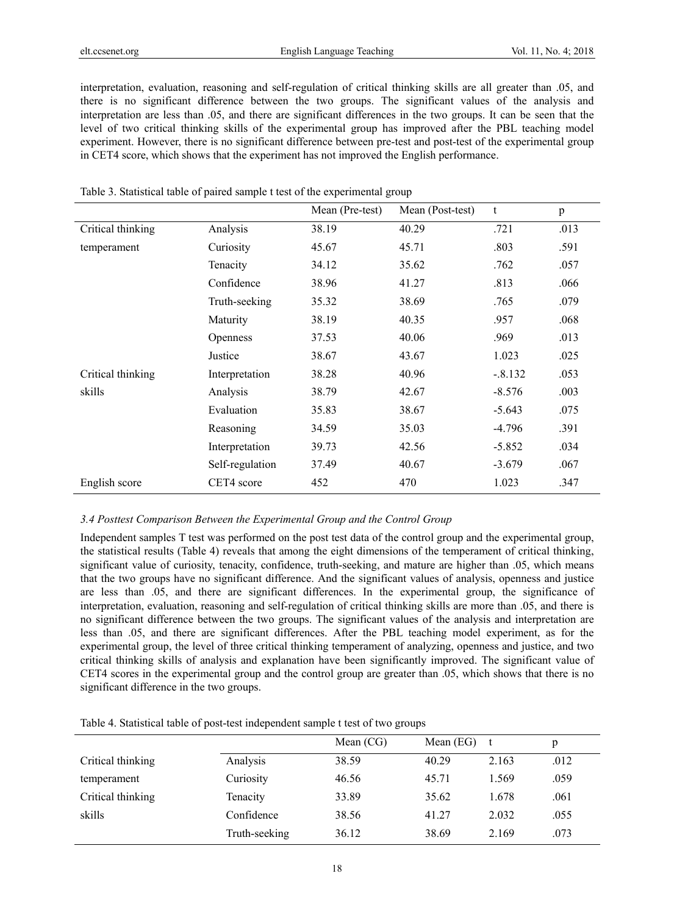interpretation, evaluation, reasoning and self-regulation of critical thinking skills are all greater than .05, and there is no significant difference between the two groups. The significant values of the analysis and interpretation are less than .05, and there are significant differences in the two groups. It can be seen that the level of two critical thinking skills of the experimental group has improved after the PBL teaching model experiment. However, there is no significant difference between pre-test and post-test of the experimental group in CET4 score, which shows that the experiment has not improved the English performance.

Table 3. Statistical table of paired sample t test of the experimental group

| | | Mean (Pre-test) | Mean (Post-test) | t | p |
|---|---|---|---|---|---|
| Critical thinking | Analysis | 38.19 | 40.29 | .721 | .013 |
| temperament | Curiosity | 45.67 | 45.71 | .803 | .591 |
| | Tenacity | 34.12 | 35.62 | .762 | .057 |
| | Confidence | 38.96 | 41.27 | .813 | .066 |
| | Truth-seeking | 35.32 | 38.69 | .765 | .079 |
| | Maturity | 38.19 | 40.35 | .957 | .068 |
| | Openness | 37.53 | 40.06 | .969 | .013 |
| | Justice | 38.67 | 43.67 | 1.023 | .025 |
| Critical thinking | Interpretation | 38.28 | 40.96 | -.8.132 | .053 |
| skills | Analysis | 38.79 | 42.67 | -8.576 | .003 |
| | Evaluation | 35.83 | 38.67 | -5.643 | .075 |
| | Reasoning | 34.59 | 35.03 | -4.796 | .391 |
| | Interpretation | 39.73 | 42.56 | -5.852 | .034 |
| | Self-regulation | 37.49 | 40.67 | -3.679 | .067 |
| English score | CET4 score | 452 | 470 | 1.023 | .347 |

### *3.4 Posttest Comparison Between the Experimental Group and the Control Group*

Independent samples T test was performed on the post test data of the control group and the experimental group, the statistical results (Table 4) reveals that among the eight dimensions of the temperament of critical thinking, significant value of curiosity, tenacity, confidence, truth-seeking, and mature are higher than .05, which means that the two groups have no significant difference. And the significant values of analysis, openness and justice are less than .05, and there are significant differences. In the experimental group, the significance of interpretation, evaluation, reasoning and self-regulation of critical thinking skills are more than .05, and there is no significant difference between the two groups. The significant values of the analysis and interpretation are less than .05, and there are significant differences. After the PBL teaching model experiment, as for the experimental group, the level of three critical thinking temperament of analyzing, openness and justice, and two critical thinking skills of analysis and explanation have been significantly improved. The significant value of CET4 scores in the experimental group and the control group are greater than .05, which shows that there is no significant difference in the two groups.

Table 4. Statistical table of post-test independent sample t test of two groups

| | | Mean (CG) | Mean (EG) | t | p |
|---|---|---|---|---|---|
| Critical thinking | Analysis | 38.59 | 40.29 | 2.163 | .012 |
| temperament | Curiosity | 46.56 | 45.71 | 1.569 | .059 |
| Critical thinking | Tenacity | 33.89 | 35.62 | 1.678 | .061 |
| skills | Confidence | 38.56 | 41.27 | 2.032 | .055 |
| | Truth-seeking | 36.12 | 38.69 | 2.169 | .073 |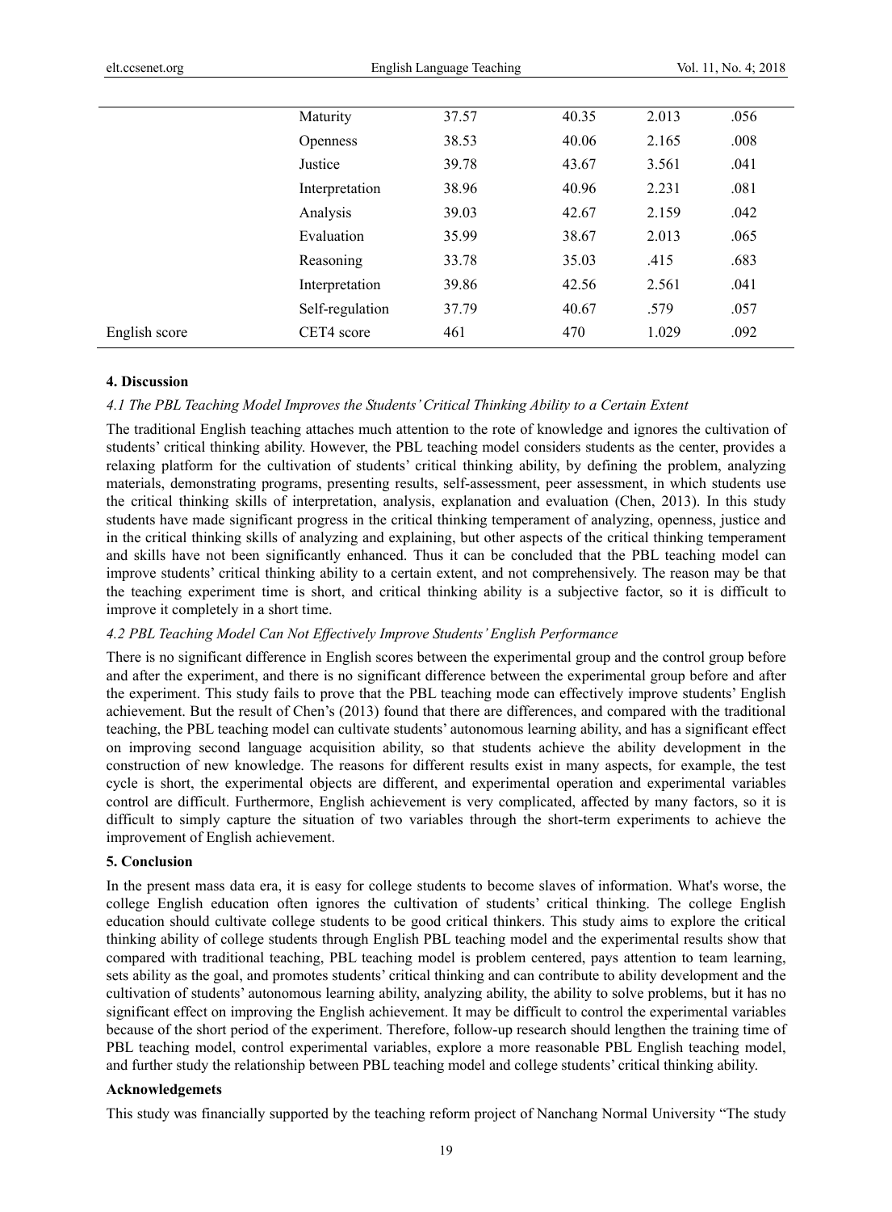| | | | | | |
|---|---|---|---|---|---|
| | Maturity | 37.57 | 40.35 | 2.013 | .056 |
| | Openness | 38.53 | 40.06 | 2.165 | .008 |
| | Justice | 39.78 | 43.67 | 3.561 | .041 |
| | Interpretation | 38.96 | 40.96 | 2.231 | .081 |
| | Analysis | 39.03 | 42.67 | 2.159 | .042 |
| | Evaluation | 35.99 | 38.67 | 2.013 | .065 |
| | Reasoning | 33.78 | 35.03 | .415 | .683 |
| | Interpretation | 39.86 | 42.56 | 2.561 | .041 |
| | Self-regulation | 37.79 | 40.67 | .579 | .057 |
| English score | CET4 score | 461 | 470 | 1.029 | .092 |

## 4. Discussion

### *4.1 The PBL Teaching Model Improves the Students' Critical Thinking Ability to a Certain Extent*

The traditional English teaching attaches much attention to the rote of knowledge and ignores the cultivation of students' critical thinking ability. However, the PBL teaching model considers students as the center, provides a relaxing platform for the cultivation of students' critical thinking ability, by defining the problem, analyzing materials, demonstrating programs, presenting results, self-assessment, peer assessment, in which students use the critical thinking skills of interpretation, analysis, explanation and evaluation (Chen, 2013). In this study students have made significant progress in the critical thinking temperament of analyzing, openness, justice and in the critical thinking skills of analyzing and explaining, but other aspects of the critical thinking temperament and skills have not been significantly enhanced. Thus it can be concluded that the PBL teaching model can improve students' critical thinking ability to a certain extent, and not comprehensively. The reason may be that the teaching experiment time is short, and critical thinking ability is a subjective factor, so it is difficult to improve it completely in a short time.

### *4.2 PBL Teaching Model Can Not Effectively Improve Students' English Performance*

There is no significant difference in English scores between the experimental group and the control group before and after the experiment, and there is no significant difference between the experimental group before and after the experiment. This study fails to prove that the PBL teaching mode can effectively improve students' English achievement. But the result of Chen's (2013) found that there are differences, and compared with the traditional teaching, the PBL teaching model can cultivate students' autonomous learning ability, and has a significant effect on improving second language acquisition ability, so that students achieve the ability development in the construction of new knowledge. The reasons for different results exist in many aspects, for example, the test cycle is short, the experimental objects are different, and experimental operation and experimental variables control are difficult. Furthermore, English achievement is very complicated, affected by many factors, so it is difficult to simply capture the situation of two variables through the short-term experiments to achieve the improvement of English achievement.

## 5. Conclusion

In the present mass data era, it is easy for college students to become slaves of information. What's worse, the college English education often ignores the cultivation of students' critical thinking. The college English education should cultivate college students to be good critical thinkers. This study aims to explore the critical thinking ability of college students through English PBL teaching model and the experimental results show that compared with traditional teaching, PBL teaching model is problem centered, pays attention to team learning, sets ability as the goal, and promotes students' critical thinking and can contribute to ability development and the cultivation of students' autonomous learning ability, analyzing ability, the ability to solve problems, but it has no significant effect on improving the English achievement. It may be difficult to control the experimental variables because of the short period of the experiment. Therefore, follow-up research should lengthen the training time of PBL teaching model, control experimental variables, explore a more reasonable PBL English teaching model, and further study the relationship between PBL teaching model and college students' critical thinking ability.

## Acknowledgemets

This study was financially supported by the teaching reform project of Nanchang Normal University "The study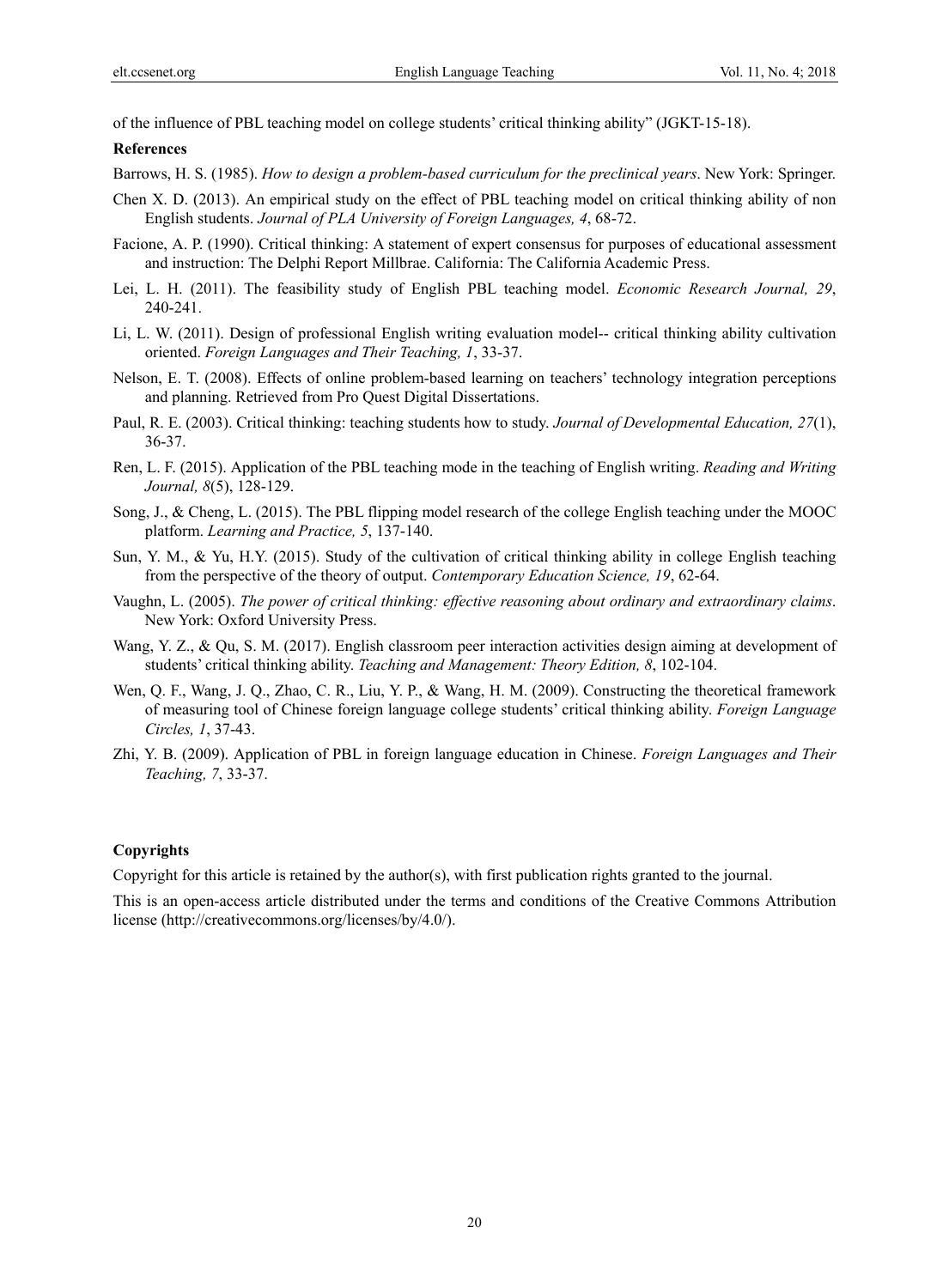of the influence of PBL teaching model on college students' critical thinking ability" (JGKT-15-18).

## References

Barrows, H. S. (1985). *How to design a problem-based curriculum for the preclinical years*. New York: Springer.

Chen X. D. (2013). An empirical study on the effect of PBL teaching model on critical thinking ability of non English students. *Journal of PLA University of Foreign Languages, 4*, 68-72.

Facione, A. P. (1990). Critical thinking: A statement of expert consensus for purposes of educational assessment and instruction: The Delphi Report Millbrae. California: The California Academic Press.

Lei, L. H. (2011). The feasibility study of English PBL teaching model. *Economic Research Journal, 29*, 240-241.

Li, L. W. (2011). Design of professional English writing evaluation model-- critical thinking ability cultivation oriented. *Foreign Languages and Their Teaching, 1*, 33-37.

Nelson, E. T. (2008). Effects of online problem-based learning on teachers' technology integration perceptions and planning. Retrieved from Pro Quest Digital Dissertations.

Paul, R. E. (2003). Critical thinking: teaching students how to study. *Journal of Developmental Education, 27*(1), 36-37.

Ren, L. F. (2015). Application of the PBL teaching mode in the teaching of English writing. *Reading and Writing Journal, 8*(5), 128-129.

Song, J., & Cheng, L. (2015). The PBL flipping model research of the college English teaching under the MOOC platform. *Learning and Practice, 5*, 137-140.

Sun, Y. M., & Yu, H.Y. (2015). Study of the cultivation of critical thinking ability in college English teaching from the perspective of the theory of output. *Contemporary Education Science, 19*, 62-64.

Vaughn, L. (2005). *The power of critical thinking: effective reasoning about ordinary and extraordinary claims*. New York: Oxford University Press.

Wang, Y. Z., & Qu, S. M. (2017). English classroom peer interaction activities design aiming at development of students' critical thinking ability. *Teaching and Management: Theory Edition, 8*, 102-104.

Wen, Q. F., Wang, J. Q., Zhao, C. R., Liu, Y. P., & Wang, H. M. (2009). Constructing the theoretical framework of measuring tool of Chinese foreign language college students' critical thinking ability. *Foreign Language Circles, 1*, 37-43.

Zhi, Y. B. (2009). Application of PBL in foreign language education in Chinese. *Foreign Languages and Their Teaching, 7*, 33-37.

## Copyrights

Copyright for this article is retained by the author(s), with first publication rights granted to the journal.

This is an open-access article distributed under the terms and conditions of the Creative Commons Attribution license (http://creativecommons.org/licenses/by/4.0/).